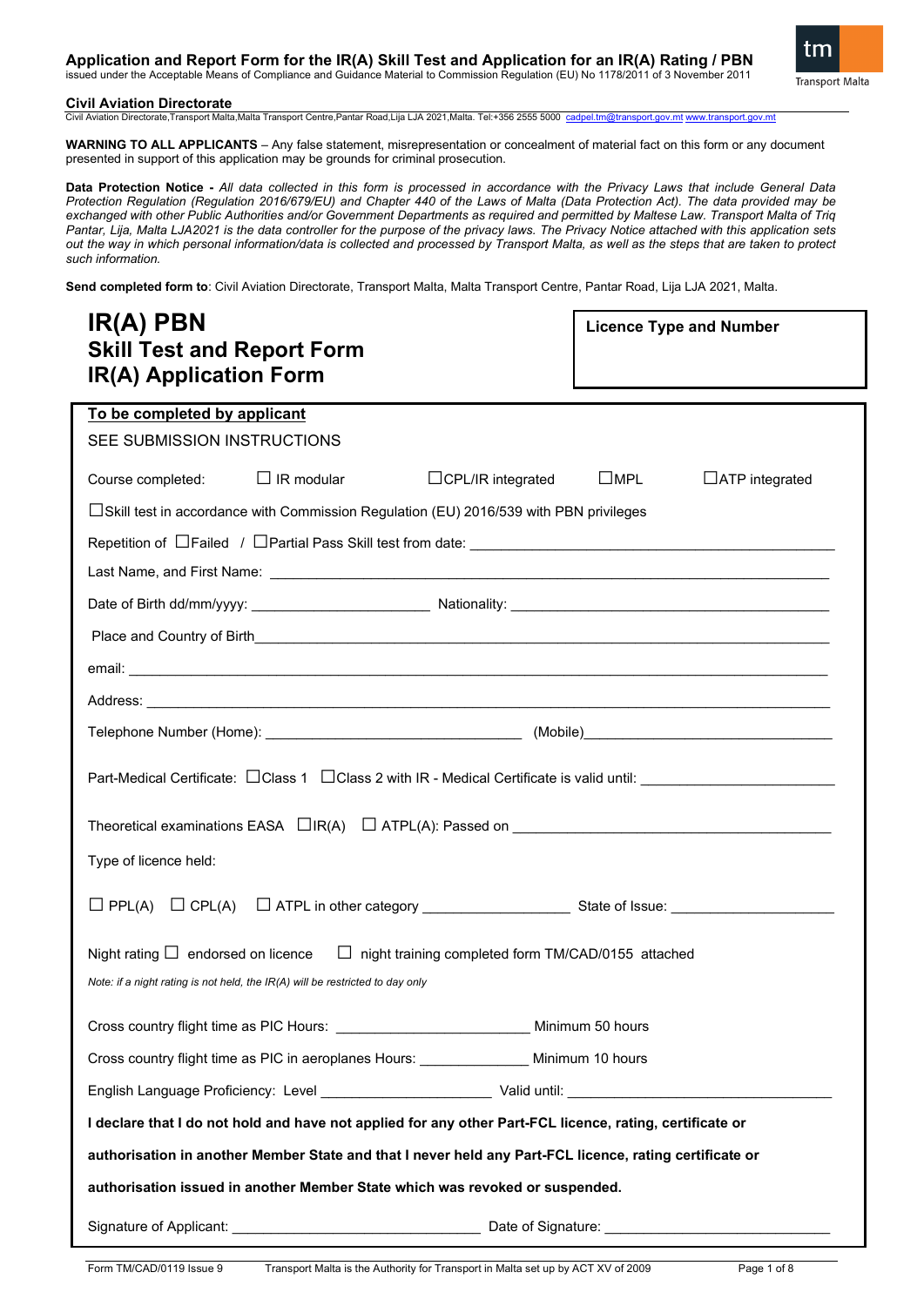# Application and Report Form for the IR(A) Skill Test and Application for an IR(A) Rating / PBN

issued under the Acceptable Means of Compliance and Guidance Material to Commission Regulation (EU) No 1178/2011 of 3 November 2011

**Civil Aviation Directorate**

Civil Aviation Directorate,Transport Malta,Malta Transport Centre,Pantar Road,Lija LJA 2021,Malta. Tel:+356 2555 5000 cadpel.tm@transport.gov.mt www.transport.gov.mt

**WARNING TO ALL APPLICANTS** – Any false statement, misrepresentation or concealment of material fact on this form or any document presented in support of this application may be grounds for criminal prosecution.

**Data Protection Notice -** *All data collected in this form is processed in accordance with the Privacy Laws that include General Data Protection Regulation (Regulation 2016/679/EU) and Chapter 440 of the Laws of Malta (Data Protection Act). The data provided may be exchanged with other Public Authorities and/or Government Departments as required and permitted by Maltese Law. Transport Malta of Triq Pantar, Lija, Malta LJA2021 is the data controller for the purpose of the privacy laws. The Privacy Notice attached with this application sets out the way in which personal information/data is collected and processed by Transport Malta, as well as the steps that are taken to protect such information.*

**Send completed form to**: Civil Aviation Directorate, Transport Malta, Malta Transport Centre, Pantar Road, Lija LJA 2021, Malta.

## IR(A) PBN
## Skill Test and Report Form
## IR(A) Application Form

**Licence Type and Number**

**To be completed by applicant**

SEE SUBMISSION INSTRUCTIONS

Course completed: ☐ IR modular ☐CPL/IR integrated ☐MPL ☐ATP integrated

☐Skill test in accordance with Commission Regulation (EU) 2016/539 with PBN privileges

Repetition of ☐Failed / ☐Partial Pass Skill test from date: ______________________

Last Name, and First Name: ______________________

Date of Birth dd/mm/yyyy: ______________ Nationality: ______________________

Place and Country of Birth ______________________

email: ______________________

Address: ______________________

Telephone Number (Home): ______________ (Mobile) ______________

Part-Medical Certificate: ☐Class 1 ☐Class 2 with IR - Medical Certificate is valid until: ______________

Theoretical examinations EASA ☐IR(A) ☐ ATPL(A): Passed on ______________________

Type of licence held:

☐ PPL(A) ☐ CPL(A) ☐ ATPL in other category ______________ State of Issue: ______________

Night rating ☐ endorsed on licence ☐ night training completed form TM/CAD/0155 attached

*Note: if a night rating is not held, the IR(A) will be restricted to day only*

Cross country flight time as PIC Hours: ______________ Minimum 50 hours

Cross country flight time as PIC in aeroplanes Hours: ______________ Minimum 10 hours

English Language Proficiency: Level ______________ Valid until: ______________

**I declare that I do not hold and have not applied for any other Part-FCL licence, rating, certificate or authorisation in another Member State and that I never held any Part-FCL licence, rating certificate or authorisation issued in another Member State which was revoked or suspended.**

Signature of Applicant: ______________________ Date of Signature: ______________________

Form TM/CAD/0119 Issue 9 Transport Malta is the Authority for Transport in Malta set up by ACT XV of 2009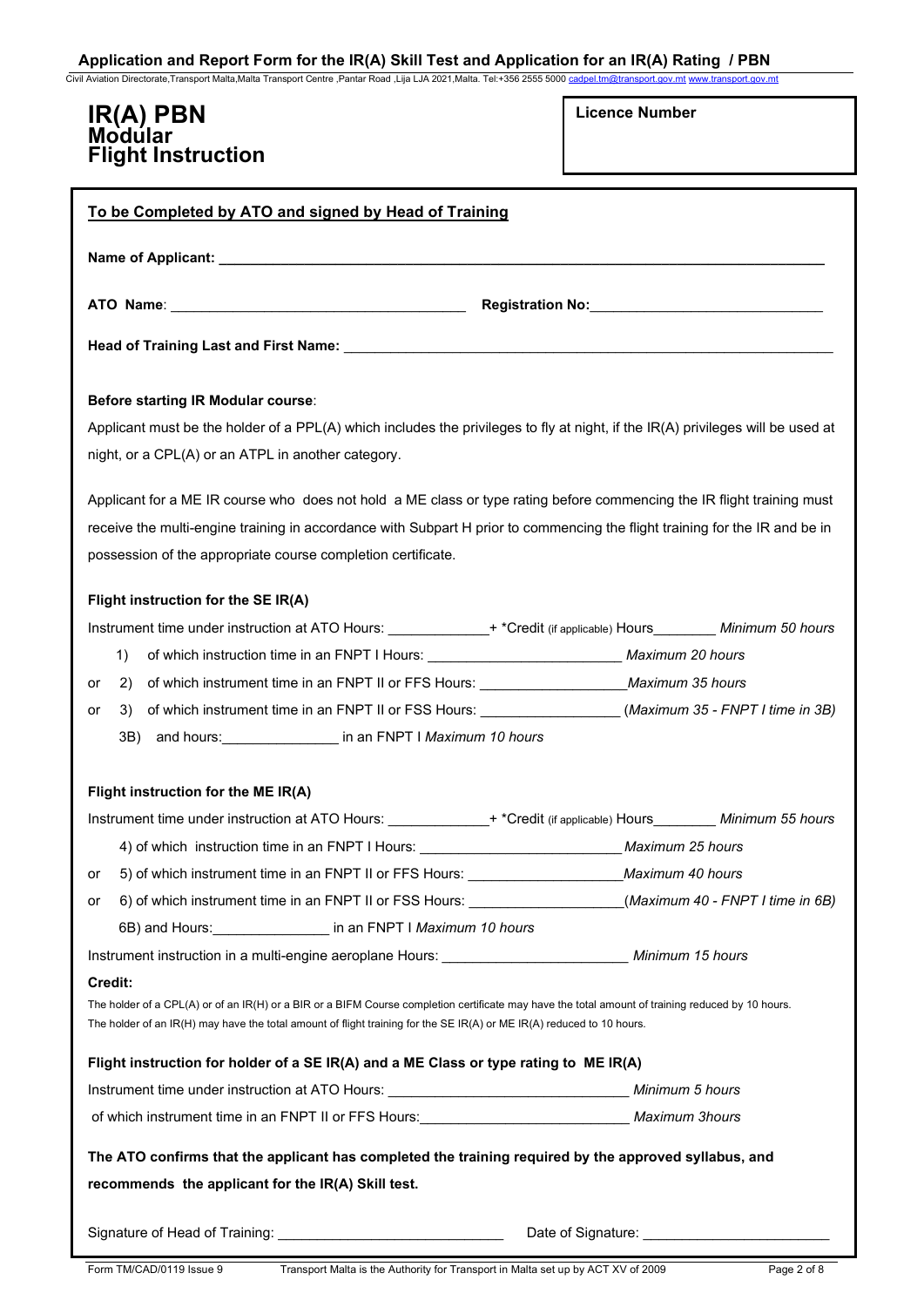# IR(A) PBN Modular Flight Instruction

**Licence Number**

**To be Completed by ATO and signed by Head of Training**

**Name of Applicant:** ______________________________

**ATO Name**: ______________________ **Registration No:** ______________________

**Head of Training Last and First Name:** ______________________________

**Before starting IR Modular course**:

Applicant must be the holder of a PPL(A) which includes the privileges to fly at night, if the IR(A) privileges will be used at night, or a CPL(A) or an ATPL in another category.

Applicant for a ME IR course who does not hold a ME class or type rating before commencing the IR flight training must receive the multi-engine training in accordance with Subpart H prior to commencing the flight training for the IR and be in possession of the appropriate course completion certificate.

**Flight instruction for the SE IR(A)**

Instrument time under instruction at ATO Hours: ____________+ *Credit (if applicable) Hours________ *Minimum 50 hours*

1) of which instruction time in an FNPT I Hours: ______________________ *Maximum 20 hours*

or 2) of which instrument time in an FNPT II or FFS Hours: __________________*Maximum 35 hours*

or 3) of which instrument time in an FNPT II or FSS Hours: _________________ (*Maximum 35 - FNPT I time in 3B)*

3B) and hours:_______________ in an FNPT I *Maximum 10 hours*

**Flight instruction for the ME IR(A)**

Instrument time under instruction at ATO Hours: ____________+ *Credit (if applicable) Hours________ *Minimum 55 hours*

4) of which instruction time in an FNPT I Hours: ______________________ *Maximum 25 hours*

or 5) of which instrument time in an FNPT II or FFS Hours: __________________*Maximum 40 hours*

or 6) of which instrument time in an FNPT II or FSS Hours: __________________(*Maximum 40 - FNPT I time in 6B)*

6B) and Hours:_______________ in an FNPT I *Maximum 10 hours*

Instrument instruction in a multi-engine aeroplane Hours: ______________________ *Minimum 15 hours*

**Credit:**

The holder of a CPL(A) or of an IR(H) or a BIR or a BIFM Course completion certificate may have the total amount of training reduced by 10 hours.
The holder of an IR(H) may have the total amount of flight training for the SE IR(A) or ME IR(A) reduced to 10 hours.

**Flight instruction for holder of a SE IR(A) and a ME Class or type rating to ME IR(A)**

Instrument time under instruction at ATO Hours: ___________________________ *Minimum 5 hours*

of which instrument time in an FNPT II or FFS Hours:_________________________ *Maximum 3hours*

**The ATO confirms that the applicant has completed the training required by the approved syllabus, and recommends the applicant for the IR(A) Skill test.**

Signature of Head of Training: ___________________________ Date of Signature: ______________________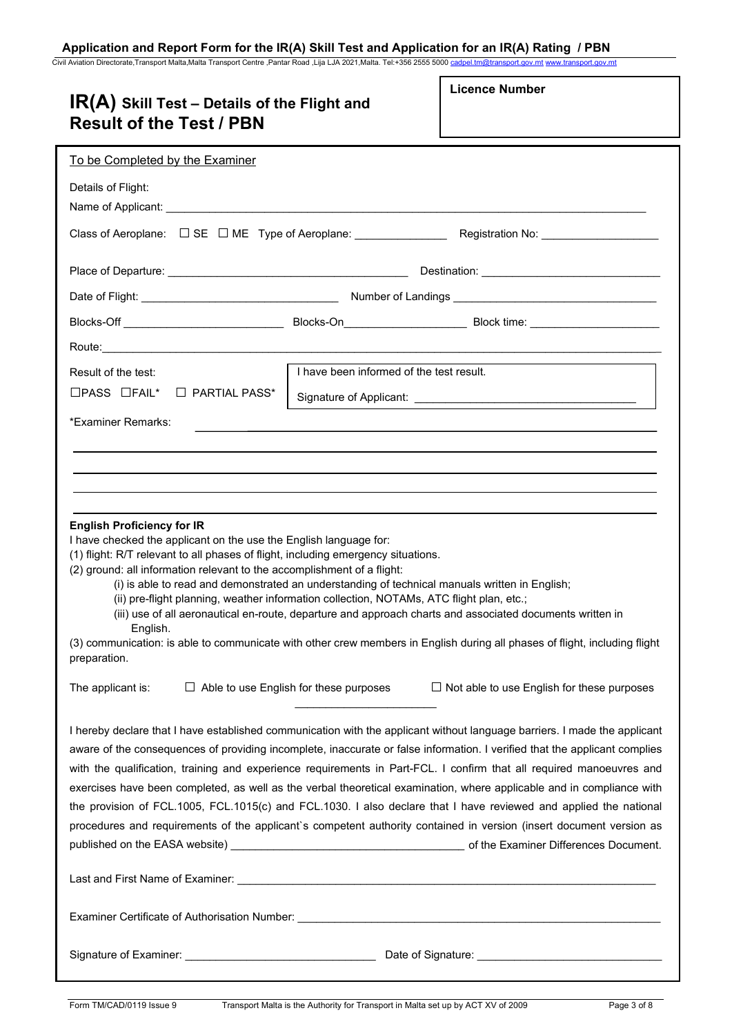# IR(A) Skill Test – Details of the Flight and Result of the Test / PBN

**Licence Number**

To be Completed by the Examiner

Details of Flight:

Name of Applicant: ____________________

Class of Aeroplane: ☐ SE ☐ ME Type of Aeroplane: ____________ Registration No: ____________

Place of Departure: ____________ Destination: ____________

Date of Flight: ____________ Number of Landings ____________

Blocks-Off ____________ Blocks-On____________ Block time: ____________

Route:____________

Result of the test:

☐PASS ☐FAIL* ☐ PARTIAL PASS*

I have been informed of the test result.

Signature of Applicant: ____________

*Examiner Remarks: ____________

**English Proficiency for IR**

I have checked the applicant on the use the English language for:

(1) flight: R/T relevant to all phases of flight, including emergency situations.

(2) ground: all information relevant to the accomplishment of a flight:

(i) is able to read and demonstrated an understanding of technical manuals written in English;

(ii) pre-flight planning, weather information collection, NOTAMs, ATC flight plan, etc.;

(iii) use of all aeronautical en-route, departure and approach charts and associated documents written in English.

(3) communication: is able to communicate with other crew members in English during all phases of flight, including flight preparation.

The applicant is: ☐ Able to use English for these purposes ☐ Not able to use English for these purposes

I hereby declare that I have established communication with the applicant without language barriers. I made the applicant aware of the consequences of providing incomplete, inaccurate or false information. I verified that the applicant complies with the qualification, training and experience requirements in Part-FCL. I confirm that all required manoeuvres and exercises have been completed, as well as the verbal theoretical examination, where applicable and in compliance with the provision of FCL.1005, FCL.1015(c) and FCL.1030. I also declare that I have reviewed and applied the national procedures and requirements of the applicant`s competent authority contained in version (insert document version as published on the EASA website) ____________ of the Examiner Differences Document.

Last and First Name of Examiner: ____________

Examiner Certificate of Authorisation Number: ____________

Signature of Examiner: ____________ Date of Signature: ____________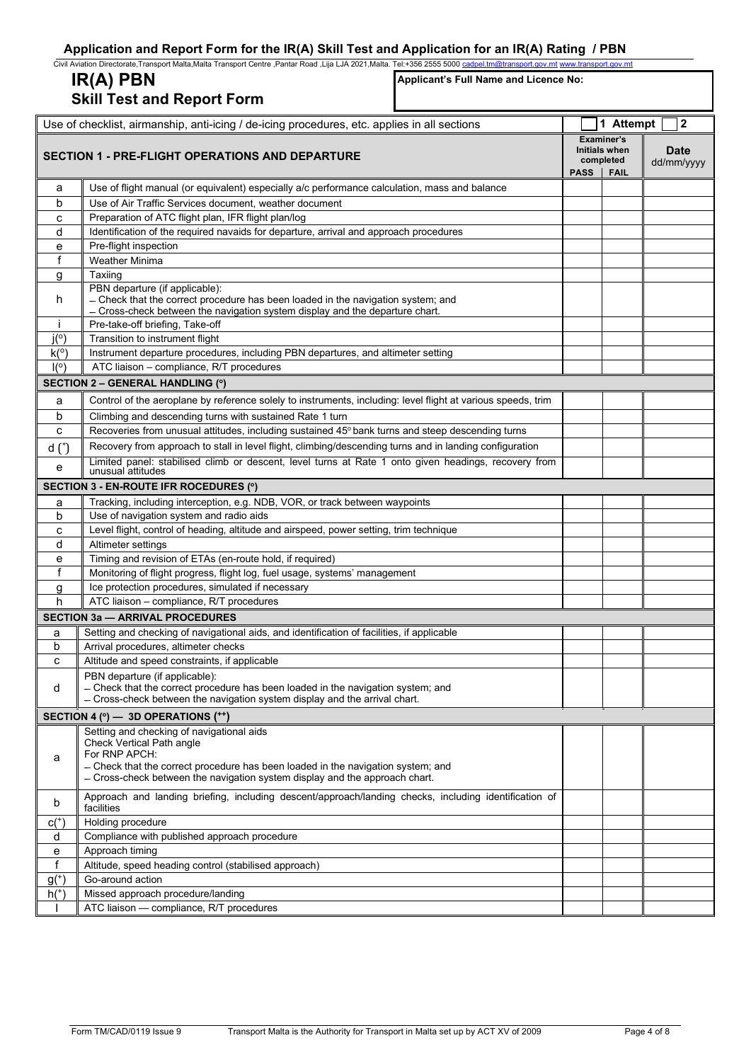## Application and Report Form for the IR(A) Skill Test and Application for an IR(A) Rating / PBN

Civil Aviation Directorate,Transport Malta,Malta Transport Centre ,Pantar Road ,Lija LJA 2021,Malta. Tel:+356 2555 5000 cadpel.tm@transport.gov.mt www.transport.gov.mt

# IR(A) PBN Skill Test and Report Form

**Applicant's Full Name and Licence No:**

| | Use of checklist, airmanship, anti-icing / de-icing procedures, etc. applies in all sections | ☐ 1 Attempt ☐ 2 | | |
|---|---|---|---|---|
| | **SECTION 1 - PRE-FLIGHT OPERATIONS AND DEPARTURE** | **Examiner's Initials when completed** | | **Date** dd/mm/yyyy |
| | | **PASS** | **FAIL** | |
| a | Use of flight manual (or equivalent) especially a/c performance calculation, mass and balance | | | |
| b | Use of Air Traffic Services document, weather document | | | |
| c | Preparation of ATC flight plan, IFR flight plan/log | | | |
| d | Identification of the required navaids for departure, arrival and approach procedures | | | |
| e | Pre-flight inspection | | | |
| f | Weather Minima | | | |
| g | Taxiing | | | |
| h | PBN departure (if applicable): – Check that the correct procedure has been loaded in the navigation system; and – Cross-check between the navigation system display and the departure chart. | | | |
| i | Pre-take-off briefing, Take-off | | | |
| j(°) | Transition to instrument flight | | | |
| k(°) | Instrument departure procedures, including PBN departures, and altimeter setting | | | |
| l(°) | ATC liaison – compliance, R/T procedures | | | |
| | **SECTION 2 – GENERAL HANDLING (°)** | | | |
| a | Control of the aeroplane by reference solely to instruments, including: level flight at various speeds, trim | | | |
| b | Climbing and descending turns with sustained Rate 1 turn | | | |
| c | Recoveries from unusual attitudes, including sustained 45° bank turns and steep descending turns | | | |
| d (*) | Recovery from approach to stall in level flight, climbing/descending turns and in landing configuration | | | |
| e | Limited panel: stabilised climb or descent, level turns at Rate 1 onto given headings, recovery from unusual attitudes | | | |
| | **SECTION 3 - EN-ROUTE IFR ROCEDURES (°)** | | | |
| a | Tracking, including interception, e.g. NDB, VOR, or track between waypoints | | | |
| b | Use of navigation system and radio aids | | | |
| c | Level flight, control of heading, altitude and airspeed, power setting, trim technique | | | |
| d | Altimeter settings | | | |
| e | Timing and revision of ETAs (en-route hold, if required) | | | |
| f | Monitoring of flight progress, flight log, fuel usage, systems' management | | | |
| g | Ice protection procedures, simulated if necessary | | | |
| h | ATC liaison – compliance, R/T procedures | | | |
| | **SECTION 3a — ARRIVAL PROCEDURES** | | | |
| a | Setting and checking of navigational aids, and identification of facilities, if applicable | | | |
| b | Arrival procedures, altimeter checks | | | |
| c | Altitude and speed constraints, if applicable | | | |
| d | PBN departure (if applicable): – Check that the correct procedure has been loaded in the navigation system; and – Cross-check between the navigation system display and the arrival chart. | | | |
| | **SECTION 4 (°) — 3D OPERATIONS (++)** | | | |
| a | Setting and checking of navigational aids Check Vertical Path angle For RNP APCH: – Check that the correct procedure has been loaded in the navigation system; and – Cross-check between the navigation system display and the approach chart. | | | |
| b | Approach and landing briefing, including descent/approach/landing checks, including identification of facilities | | | |
| c(+) | Holding procedure | | | |
| d | Compliance with published approach procedure | | | |
| e | Approach timing | | | |
| f | Altitude, speed heading control (stabilised approach) | | | |
| g(+) | Go-around action | | | |
| h(+) | Missed approach procedure/landing | | | |
| I | ATC liaison — compliance, R/T procedures | | | |

Form TM/CAD/0119 Issue 9 Transport Malta is the Authority for Transport in Malta set up by ACT XV of 2009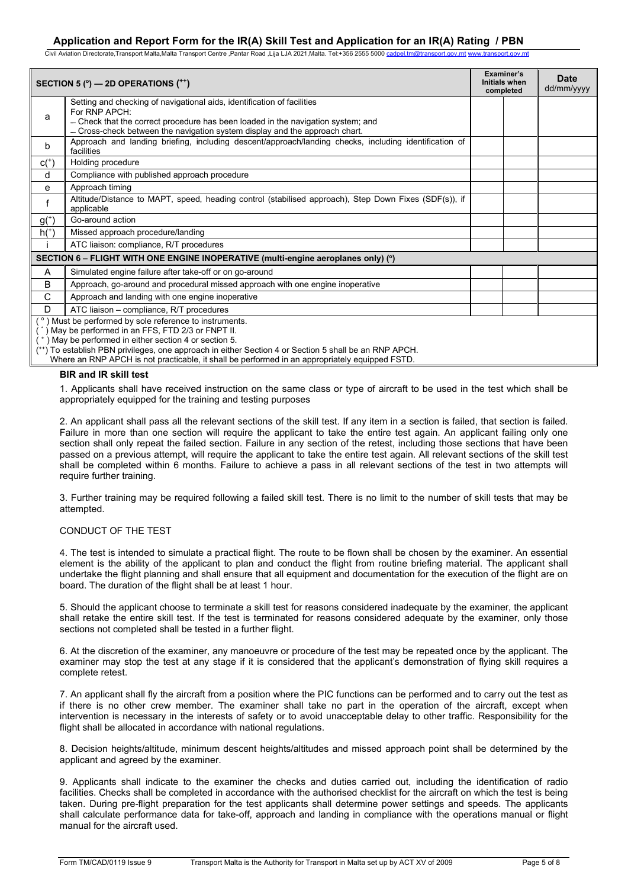| SECTION 5 (°) — 2D OPERATIONS (⁺⁺) | | Examiner's Initials when completed | | Date dd/mm/yyyy |
|---|---|---|---|---|
| a | Setting and checking of navigational aids, identification of facilities<br>For RNP APCH:<br>– Check that the correct procedure has been loaded in the navigation system; and<br>– Cross-check between the navigation system display and the approach chart. | | | |
| b | Approach and landing briefing, including descent/approach/landing checks, including identification of facilities | | | |
| c(⁺) | Holding procedure | | | |
| d | Compliance with published approach procedure | | | |
| e | Approach timing | | | |
| f | Altitude/Distance to MAPT, speed, heading control (stabilised approach), Step Down Fixes (SDF(s)), if applicable | | | |
| g(⁺) | Go-around action | | | |
| h(⁺) | Missed approach procedure/landing | | | |
| i | ATC liaison: compliance, R/T procedures | | | |
| **SECTION 6 – FLIGHT WITH ONE ENGINE INOPERATIVE (multi-engine aeroplanes only) (°)** | | | | |
| A | Simulated engine failure after take-off or on go-around | | | |
| B | Approach, go-around and procedural missed approach with one engine inoperative | | | |
| C | Approach and landing with one engine inoperative | | | |
| D | ATC liaison – compliance, R/T procedures | | | |

( ° ) Must be performed by sole reference to instruments.
( * ) May be performed in an FFS, FTD 2/3 or FNPT II.
( ⁺ ) May be performed in either section 4 or section 5.
(⁺⁺) To establish PBN privileges, one approach in either Section 4 or Section 5 shall be an RNP APCH. Where an RNP APCH is not practicable, it shall be performed in an appropriately equipped FSTD.

**BIR and IR skill test**

1. Applicants shall have received instruction on the same class or type of aircraft to be used in the test which shall be appropriately equipped for the training and testing purposes

2. An applicant shall pass all the relevant sections of the skill test. If any item in a section is failed, that section is failed. Failure in more than one section will require the applicant to take the entire test again. An applicant failing only one section shall only repeat the failed section. Failure in any section of the retest, including those sections that have been passed on a previous attempt, will require the applicant to take the entire test again. All relevant sections of the skill test shall be completed within 6 months. Failure to achieve a pass in all relevant sections of the test in two attempts will require further training.

3. Further training may be required following a failed skill test. There is no limit to the number of skill tests that may be attempted.

CONDUCT OF THE TEST

4. The test is intended to simulate a practical flight. The route to be flown shall be chosen by the examiner. An essential element is the ability of the applicant to plan and conduct the flight from routine briefing material. The applicant shall undertake the flight planning and shall ensure that all equipment and documentation for the execution of the flight are on board. The duration of the flight shall be at least 1 hour.

5. Should the applicant choose to terminate a skill test for reasons considered inadequate by the examiner, the applicant shall retake the entire skill test. If the test is terminated for reasons considered adequate by the examiner, only those sections not completed shall be tested in a further flight.

6. At the discretion of the examiner, any manoeuvre or procedure of the test may be repeated once by the applicant. The examiner may stop the test at any stage if it is considered that the applicant's demonstration of flying skill requires a complete retest.

7. An applicant shall fly the aircraft from a position where the PIC functions can be performed and to carry out the test as if there is no other crew member. The examiner shall take no part in the operation of the aircraft, except when intervention is necessary in the interests of safety or to avoid unacceptable delay to other traffic. Responsibility for the flight shall be allocated in accordance with national regulations.

8. Decision heights/altitude, minimum descent heights/altitudes and missed approach point shall be determined by the applicant and agreed by the examiner.

9. Applicants shall indicate to the examiner the checks and duties carried out, including the identification of radio facilities. Checks shall be completed in accordance with the authorised checklist for the aircraft on which the test is being taken. During pre-flight preparation for the test applicants shall determine power settings and speeds. The applicants shall calculate performance data for take-off, approach and landing in compliance with the operations manual or flight manual for the aircraft used.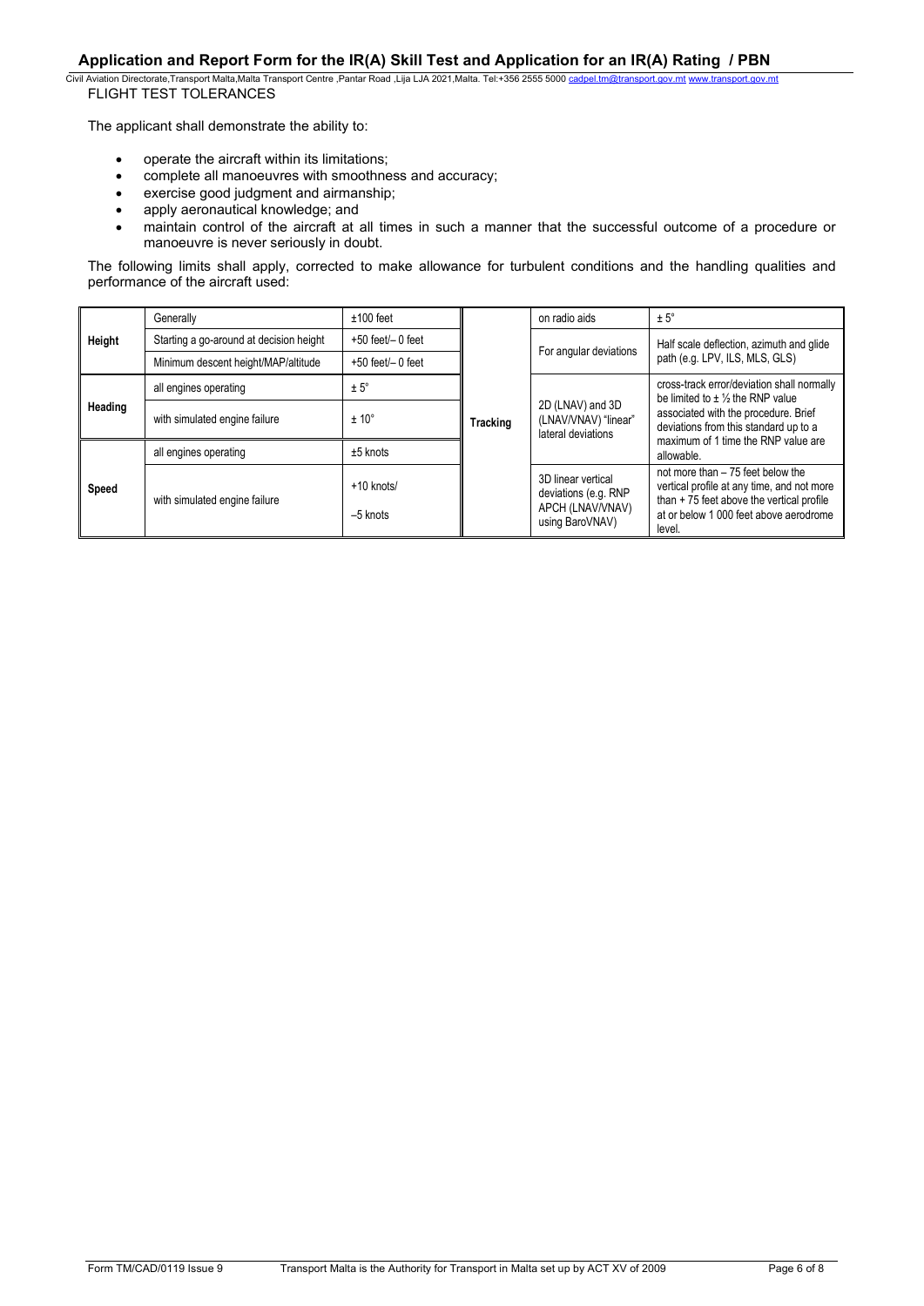FLIGHT TEST TOLERANCES

The applicant shall demonstrate the ability to:

- operate the aircraft within its limitations;
- complete all manoeuvres with smoothness and accuracy;
- exercise good judgment and airmanship;
- apply aeronautical knowledge; and
- maintain control of the aircraft at all times in such a manner that the successful outcome of a procedure or manoeuvre is never seriously in doubt.

The following limits shall apply, corrected to make allowance for turbulent conditions and the handling qualities and performance of the aircraft used:

| | | |
|---|---|---|
| **Height** | Generally | ±100 feet |
| | Starting a go-around at decision height | +50 feet/– 0 feet |
| | Minimum descent height/MAP/altitude | +50 feet/– 0 feet |
| **Heading** | all engines operating | ± 5° |
| | with simulated engine failure | ± 10° |
| **Speed** | all engines operating | ±5 knots |
| | with simulated engine failure | +10 knots/ –5 knots |

| | | |
|---|---|---|
| **Tracking** | on radio aids | ± 5° |
| | For angular deviations | Half scale deflection, azimuth and glide path (e.g. LPV, ILS, MLS, GLS) |
| | 2D (LNAV) and 3D (LNAV/VNAV) "linear" lateral deviations | cross-track error/deviation shall normally be limited to ± ½ the RNP value associated with the procedure. Brief deviations from this standard up to a maximum of 1 time the RNP value are allowable. |
| | 3D linear vertical deviations (e.g. RNP APCH (LNAV/VNAV) using BaroVNAV) | not more than – 75 feet below the vertical profile at any time, and not more than + 75 feet above the vertical profile at or below 1 000 feet above aerodrome level. |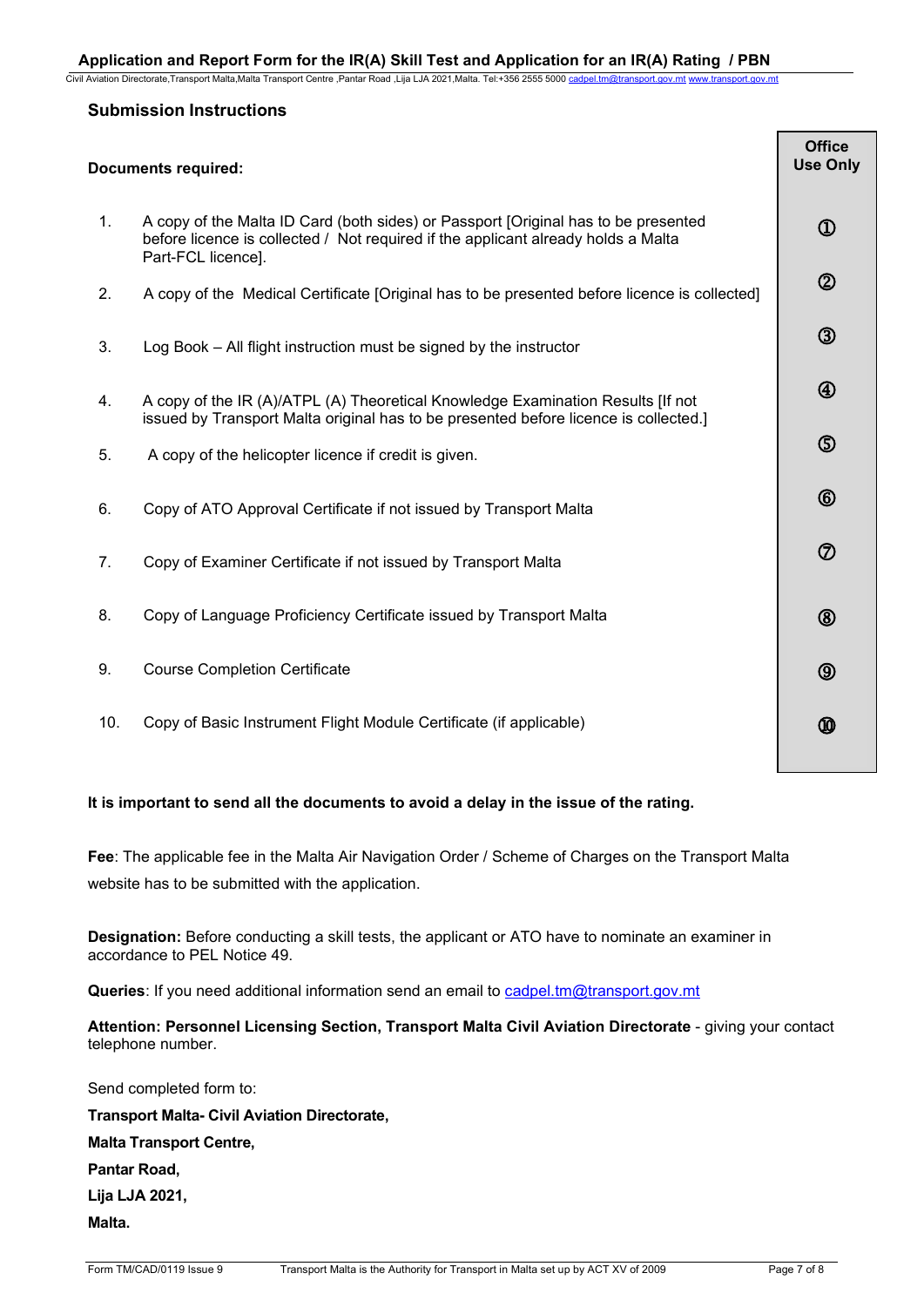## Submission Instructions

| Documents required: | Office Use Only |
|---|---|
| 1. A copy of the Malta ID Card (both sides) or Passport [Original has to be presented before licence is collected / Not required if the applicant already holds a Malta Part-FCL licence]. | ① |
| 2. A copy of the Medical Certificate [Original has to be presented before licence is collected] | ② |
| 3. Log Book – All flight instruction must be signed by the instructor | ③ |
| 4. A copy of the IR (A)/ATPL (A) Theoretical Knowledge Examination Results [If not issued by Transport Malta original has to be presented before licence is collected.] | ④ |
| 5. A copy of the helicopter licence if credit is given. | ⑤ |
| 6. Copy of ATO Approval Certificate if not issued by Transport Malta | ⑥ |
| 7. Copy of Examiner Certificate if not issued by Transport Malta | ⑦ |
| 8. Copy of Language Proficiency Certificate issued by Transport Malta | ⑧ |
| 9. Course Completion Certificate | ⑨ |
| 10. Copy of Basic Instrument Flight Module Certificate (if applicable) | ⑩ |

**It is important to send all the documents to avoid a delay in the issue of the rating.**

**Fee**: The applicable fee in the Malta Air Navigation Order / Scheme of Charges on the Transport Malta website has to be submitted with the application.

**Designation:** Before conducting a skill tests, the applicant or ATO have to nominate an examiner in accordance to PEL Notice 49.

**Queries**: If you need additional information send an email to cadpel.tm@transport.gov.mt

**Attention: Personnel Licensing Section, Transport Malta Civil Aviation Directorate** - giving your contact telephone number.

Send completed form to:

**Transport Malta- Civil Aviation Directorate,**

**Malta Transport Centre,**

**Pantar Road,**

**Lija LJA 2021,**

**Malta.**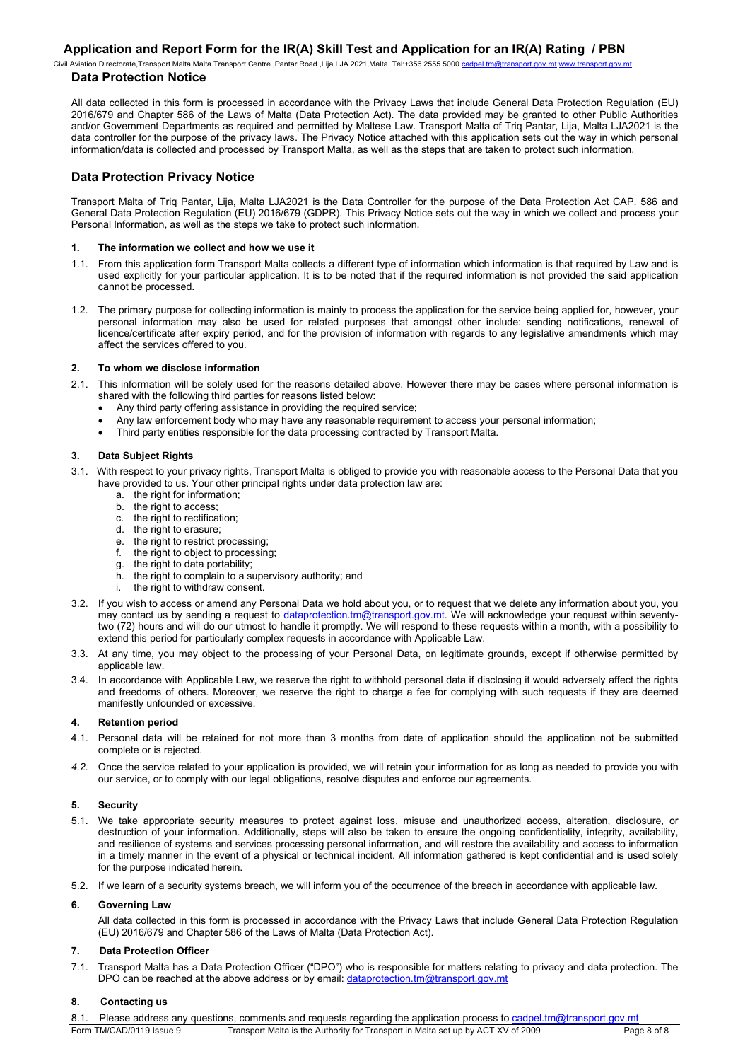## Data Protection Notice

All data collected in this form is processed in accordance with the Privacy Laws that include General Data Protection Regulation (EU) 2016/679 and Chapter 586 of the Laws of Malta (Data Protection Act). The data provided may be granted to other Public Authorities and/or Government Departments as required and permitted by Maltese Law. Transport Malta of Triq Pantar, Lija, Malta LJA2021 is the data controller for the purpose of the privacy laws. The Privacy Notice attached with this application sets out the way in which personal information/data is collected and processed by Transport Malta, as well as the steps that are taken to protect such information.

## Data Protection Privacy Notice

Transport Malta of Triq Pantar, Lija, Malta LJA2021 is the Data Controller for the purpose of the Data Protection Act CAP. 586 and General Data Protection Regulation (EU) 2016/679 (GDPR). This Privacy Notice sets out the way in which we collect and process your Personal Information, as well as the steps we take to protect such information.

### 1. The information we collect and how we use it

1.1. From this application form Transport Malta collects a different type of information which information is that required by Law and is used explicitly for your particular application. It is to be noted that if the required information is not provided the said application cannot be processed.

1.2. The primary purpose for collecting information is mainly to process the application for the service being applied for, however, your personal information may also be used for related purposes that amongst other include: sending notifications, renewal of licence/certificate after expiry period, and for the provision of information with regards to any legislative amendments which may affect the services offered to you.

### 2. To whom we disclose information

2.1. This information will be solely used for the reasons detailed above. However there may be cases where personal information is shared with the following third parties for reasons listed below:

- Any third party offering assistance in providing the required service;
- Any law enforcement body who may have any reasonable requirement to access your personal information;
- Third party entities responsible for the data processing contracted by Transport Malta.

### 3. Data Subject Rights

3.1. With respect to your privacy rights, Transport Malta is obliged to provide you with reasonable access to the Personal Data that you have provided to us. Your other principal rights under data protection law are:

a. the right for information;
b. the right to access;
c. the right to rectification;
d. the right to erasure;
e. the right to restrict processing;
f. the right to object to processing;
g. the right to data portability;
h. the right to complain to a supervisory authority; and
i. the right to withdraw consent.

3.2. If you wish to access or amend any Personal Data we hold about you, or to request that we delete any information about you, you may contact us by sending a request to dataprotection.tm@transport.gov.mt. We will acknowledge your request within seventy-two (72) hours and will do our utmost to handle it promptly. We will respond to these requests within a month, with a possibility to extend this period for particularly complex requests in accordance with Applicable Law.

3.3. At any time, you may object to the processing of your Personal Data, on legitimate grounds, except if otherwise permitted by applicable law.

3.4. In accordance with Applicable Law, we reserve the right to withhold personal data if disclosing it would adversely affect the rights and freedoms of others. Moreover, we reserve the right to charge a fee for complying with such requests if they are deemed manifestly unfounded or excessive.

### 4. Retention period

4.1. Personal data will be retained for not more than 3 months from date of application should the application not be submitted complete or is rejected.

*4.2.* Once the service related to your application is provided, we will retain your information for as long as needed to provide you with our service, or to comply with our legal obligations, resolve disputes and enforce our agreements.

### 5. Security

5.1. We take appropriate security measures to protect against loss, misuse and unauthorized access, alteration, disclosure, or destruction of your information. Additionally, steps will also be taken to ensure the ongoing confidentiality, integrity, availability, and resilience of systems and services processing personal information, and will restore the availability and access to information in a timely manner in the event of a physical or technical incident. All information gathered is kept confidential and is used solely for the purpose indicated herein.

5.2. If we learn of a security systems breach, we will inform you of the occurrence of the breach in accordance with applicable law.

### 6. Governing Law

All data collected in this form is processed in accordance with the Privacy Laws that include General Data Protection Regulation (EU) 2016/679 and Chapter 586 of the Laws of Malta (Data Protection Act).

### 7. Data Protection Officer

7.1. Transport Malta has a Data Protection Officer ("DPO") who is responsible for matters relating to privacy and data protection. The DPO can be reached at the above address or by email: dataprotection.tm@transport.gov.mt

### 8. Contacting us

8.1. Please address any questions, comments and requests regarding the application process to cadpel.tm@transport.gov.mt